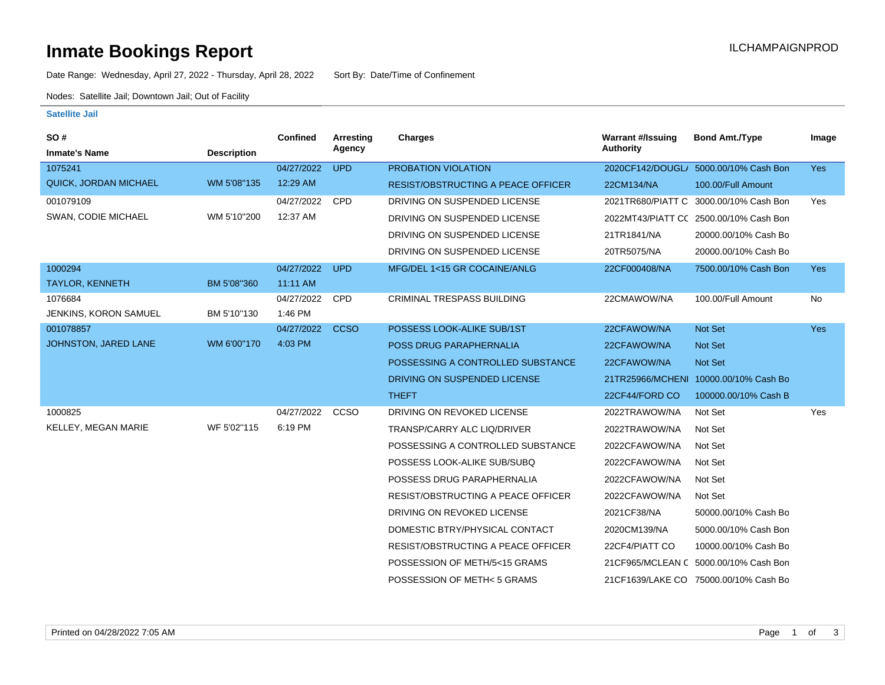# Inmate Bookings Report

ILCHAMPAIGNPROD

Date Range: Wednesday, April 27, 2022 - Thursday, April 28, 2022    Sort By: Date/Time of Confinement

Nodes: Satellite Jail; Downtown Jail; Out of Facility

### Satellite Jail

| SO # / Inmate's Name | Description | Confined | Arresting Agency | Charges | Warrant #/Issuing Authority | Bond Amt./Type | Image |
|---|---|---|---|---|---|---|---|
| 1075241 QUICK, JORDAN MICHAEL | WM 5'08"135 | 04/27/2022 12:29 AM | UPD | PROBATION VIOLATION | 2020CF142/DOUGL/ | 5000.00/10% Cash Bon | Yes |
| | | | | RESIST/OBSTRUCTING A PEACE OFFICER | 22CM134/NA | 100.00/Full Amount | |
| 001079109 SWAN, CODIE MICHAEL | WM 5'10"200 | 04/27/2022 12:37 AM | CPD | DRIVING ON SUSPENDED LICENSE | 2021TR680/PIATT C | 3000.00/10% Cash Bon | Yes |
| | | | | DRIVING ON SUSPENDED LICENSE | 2022MT43/PIATT CC | 2500.00/10% Cash Bon | |
| | | | | DRIVING ON SUSPENDED LICENSE | 21TR1841/NA | 20000.00/10% Cash Bo | |
| | | | | DRIVING ON SUSPENDED LICENSE | 20TR5075/NA | 20000.00/10% Cash Bo | |
| 1000294 TAYLOR, KENNETH | BM 5'08"360 | 04/27/2022 11:11 AM | UPD | MFG/DEL 1<15 GR COCAINE/ANLG | 22CF000408/NA | 7500.00/10% Cash Bon | Yes |
| 1076684 JENKINS, KORON SAMUEL | BM 5'10"130 | 04/27/2022 1:46 PM | CPD | CRIMINAL TRESPASS BUILDING | 22CMAWOW/NA | 100.00/Full Amount | No |
| 001078857 JOHNSTON, JARED LANE | WM 6'00"170 | 04/27/2022 4:03 PM | CCSO | POSSESS LOOK-ALIKE SUB/1ST | 22CFAWOW/NA | Not Set | Yes |
| | | | | POSS DRUG PARAPHERNALIA | 22CFAWOW/NA | Not Set | |
| | | | | POSSESSING A CONTROLLED SUBSTANCE | 22CFAWOW/NA | Not Set | |
| | | | | DRIVING ON SUSPENDED LICENSE | 21TR25966/MCHENI | 10000.00/10% Cash Bo | |
| | | | | THEFT | 22CF44/FORD CO | 100000.00/10% Cash B | |
| 1000825 KELLEY, MEGAN MARIE | WF 5'02"115 | 04/27/2022 6:19 PM | CCSO | DRIVING ON REVOKED LICENSE | 2022TRAWOW/NA | Not Set | Yes |
| | | | | TRANSP/CARRY ALC LIQ/DRIVER | 2022TRAWOW/NA | Not Set | |
| | | | | POSSESSING A CONTROLLED SUBSTANCE | 2022CFAWOW/NA | Not Set | |
| | | | | POSSESS LOOK-ALIKE SUB/SUBQ | 2022CFAWOW/NA | Not Set | |
| | | | | POSSESS DRUG PARAPHERNALIA | 2022CFAWOW/NA | Not Set | |
| | | | | RESIST/OBSTRUCTING A PEACE OFFICER | 2022CFAWOW/NA | Not Set | |
| | | | | DRIVING ON REVOKED LICENSE | 2021CF38/NA | 50000.00/10% Cash Bo | |
| | | | | DOMESTIC BTRY/PHYSICAL CONTACT | 2020CM139/NA | 5000.00/10% Cash Bon | |
| | | | | RESIST/OBSTRUCTING A PEACE OFFICER | 22CF4/PIATT CO | 10000.00/10% Cash Bo | |
| | | | | POSSESSION OF METH/5<15 GRAMS | 21CF965/MCLEAN C | 5000.00/10% Cash Bon | |
| | | | | POSSESSION OF METH< 5 GRAMS | 21CF1639/LAKE CO | 75000.00/10% Cash Bo | |

Printed on 04/28/2022 7:05 AM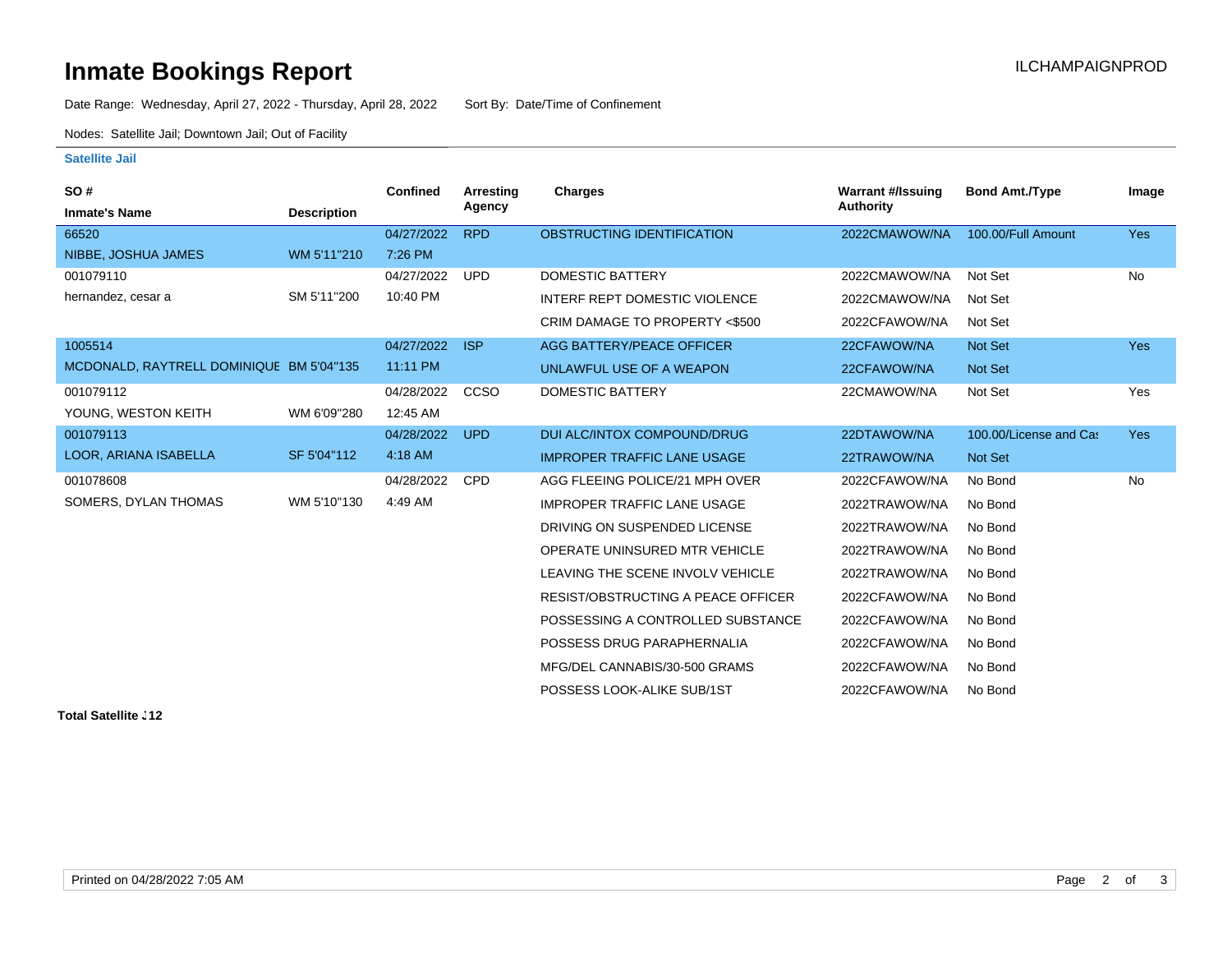# Inmate Bookings Report

ILCHAMPAIGNPROD

Date Range: Wednesday, April 27, 2022 - Thursday, April 28, 2022 Sort By: Date/Time of Confinement

Nodes: Satellite Jail; Downtown Jail; Out of Facility

### Satellite Jail

| SO # / Inmate's Name | Description | Confined | Arresting Agency | Charges | Warrant #/Issuing Authority | Bond Amt./Type | Image |
|---|---|---|---|---|---|---|---|
| 66520 NIBBE, JOSHUA JAMES | WM 5'11"210 | 04/27/2022 7:26 PM | RPD | OBSTRUCTING IDENTIFICATION | 2022CMAWOW/NA | 100.00/Full Amount | Yes |
| 001079110 hernandez, cesar a | SM 5'11"200 | 04/27/2022 10:40 PM | UPD | DOMESTIC BATTERY | 2022CMAWOW/NA | Not Set | No |
| | | | | INTERF REPT DOMESTIC VIOLENCE | 2022CMAWOW/NA | Not Set | |
| | | | | CRIM DAMAGE TO PROPERTY <$500 | 2022CFAWOW/NA | Not Set | |
| 1005514 MCDONALD, RAYTRELL DOMINIQUE | BM 5'04"135 | 04/27/2022 11:11 PM | ISP | AGG BATTERY/PEACE OFFICER | 22CFAWOW/NA | Not Set | Yes |
| | | | | UNLAWFUL USE OF A WEAPON | 22CFAWOW/NA | Not Set | |
| 001079112 YOUNG, WESTON KEITH | WM 6'09"280 | 04/28/2022 12:45 AM | CCSO | DOMESTIC BATTERY | 22CMAWOW/NA | Not Set | Yes |
| 001079113 LOOR, ARIANA ISABELLA | SF 5'04"112 | 04/28/2022 4:18 AM | UPD | DUI ALC/INTOX COMPOUND/DRUG | 22DTAWOW/NA | 100.00/License and Ca: | Yes |
| | | | | IMPROPER TRAFFIC LANE USAGE | 22TRAWOW/NA | Not Set | |
| 001078608 SOMERS, DYLAN THOMAS | WM 5'10"130 | 04/28/2022 4:49 AM | CPD | AGG FLEEING POLICE/21 MPH OVER | 2022CFAWOW/NA | No Bond | No |
| | | | | IMPROPER TRAFFIC LANE USAGE | 2022TRAWOW/NA | No Bond | |
| | | | | DRIVING ON SUSPENDED LICENSE | 2022TRAWOW/NA | No Bond | |
| | | | | OPERATE UNINSURED MTR VEHICLE | 2022TRAWOW/NA | No Bond | |
| | | | | LEAVING THE SCENE INVOLV VEHICLE | 2022TRAWOW/NA | No Bond | |
| | | | | RESIST/OBSTRUCTING A PEACE OFFICER | 2022CFAWOW/NA | No Bond | |
| | | | | POSSESSING A CONTROLLED SUBSTANCE | 2022CFAWOW/NA | No Bond | |
| | | | | POSSESS DRUG PARAPHERNALIA | 2022CFAWOW/NA | No Bond | |
| | | | | MFG/DEL CANNABIS/30-500 GRAMS | 2022CFAWOW/NA | No Bond | |
| | | | | POSSESS LOOK-ALIKE SUB/1ST | 2022CFAWOW/NA | No Bond | |

**Total Satellite J12**

Printed on 04/28/2022 7:05 AM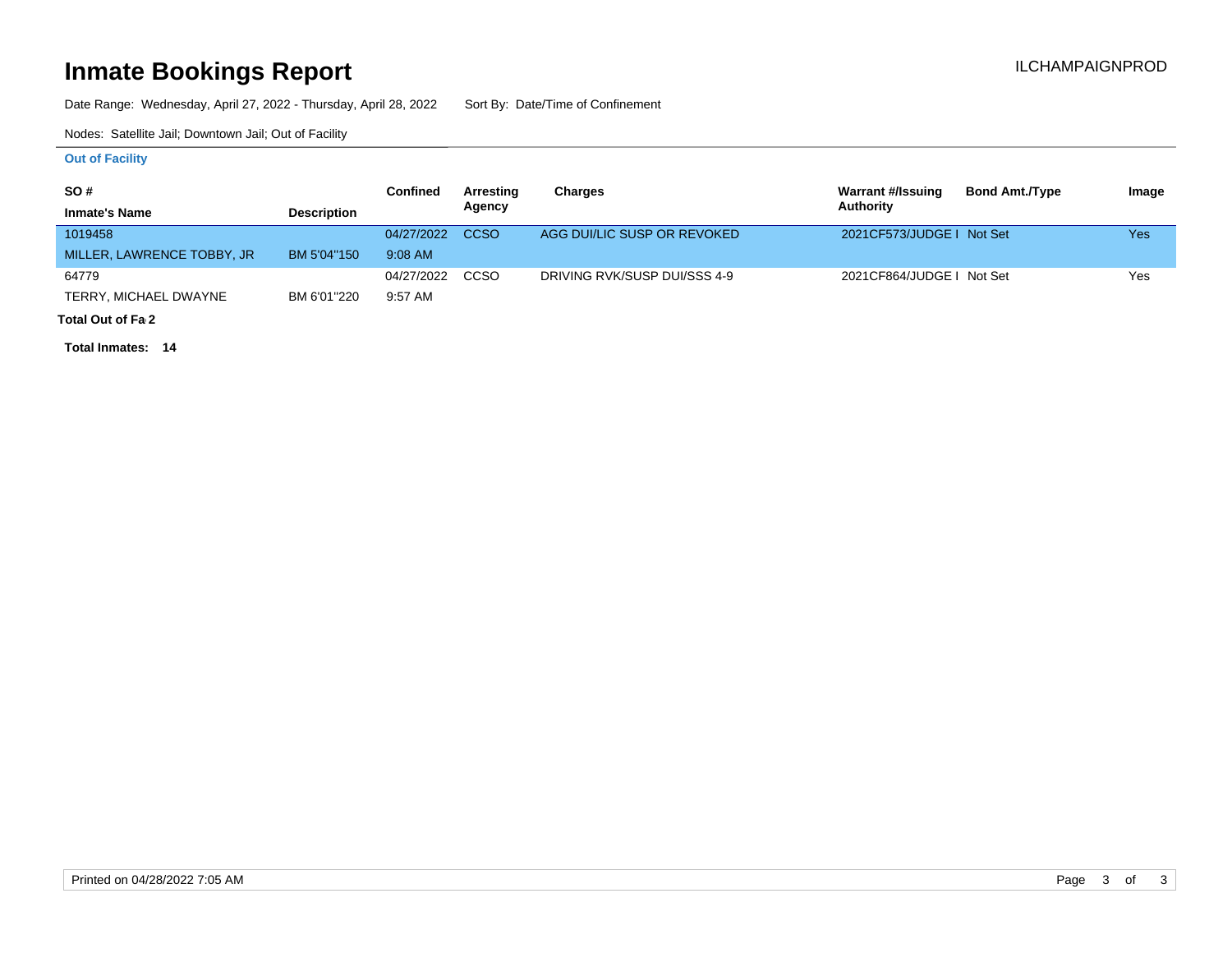# Inmate Bookings Report

ILCHAMPAIGNPROD

Date Range: Wednesday, April 27, 2022 - Thursday, April 28, 2022 Sort By: Date/Time of Confinement

Nodes: Satellite Jail; Downtown Jail; Out of Facility

### Out of Facility

| SO # / Inmate's Name | Description | Confined | Arresting Agency | Charges | Warrant #/Issuing Authority | Bond Amt./Type | Image |
|---|---|---|---|---|---|---|---|
| 1019458<br>MILLER, LAWRENCE TOBBY, JR | BM 5'04"150 | 04/27/2022<br>9:08 AM | CCSO | AGG DUI/LIC SUSP OR REVOKED | 2021CF573/JUDGE I | Not Set | Yes |
| 64779<br>TERRY, MICHAEL DWAYNE | BM 6'01"220 | 04/27/2022<br>9:57 AM | CCSO | DRIVING RVK/SUSP DUI/SSS 4-9 | 2021CF864/JUDGE I | Not Set | Yes |

**Total Out of Fa 2**

**Total Inmates: 14**

Printed on 04/28/2022 7:05 AM